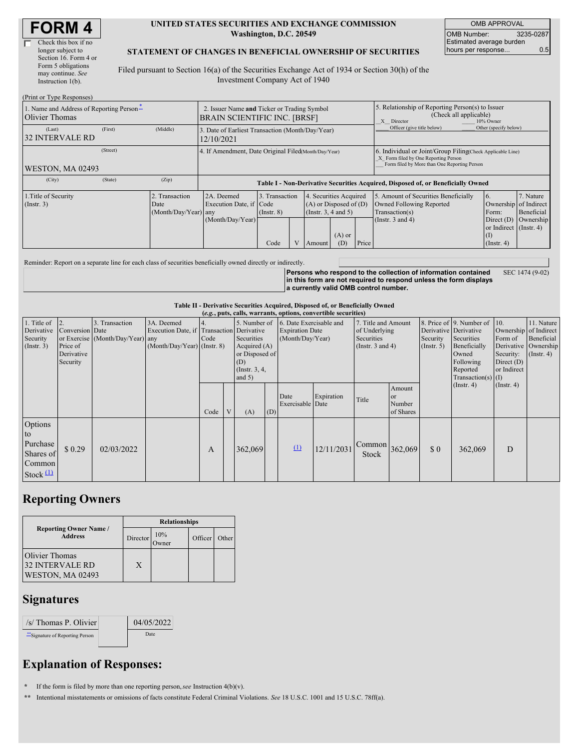# FORM 4

☐ Check this box if no longer subject to Section 16. Form 4 or Form 5 obligations may continue. *See* Instruction 1(b).

**UNITED STATES SECURITIES AND EXCHANGE COMMISSION**
**Washington, D.C. 20549**

**STATEMENT OF CHANGES IN BENEFICIAL OWNERSHIP OF SECURITIES**

Filed pursuant to Section 16(a) of the Securities Exchange Act of 1934 or Section 30(h) of the Investment Company Act of 1940

| OMB APPROVAL | |
|---|---|
| OMB Number: | 3235-0287 |
| Estimated average burden hours per response... | 0.5 |

(Print or Type Responses)

| 1. Name and Address of Reporting Person* | 2. Issuer Name and Ticker or Trading Symbol | 5. Relationship of Reporting Person(s) to Issuer (Check all applicable) |
|---|---|---|
| Olivier Thomas | BRAIN SCIENTIFIC INC. [BRSF] | _X_ Director ___ 10% Owner ___ Officer (give title below) ___ Other (specify below) |
| (Last) (First) (Middle) 32 INTERVALE RD | 3. Date of Earliest Transaction (Month/Day/Year) 12/10/2021 | |
| (Street) WESTON, MA 02493 | 4. If Amendment, Date Original Filed (Month/Day/Year) | 6. Individual or Joint/Group Filing (Check Applicable Line) _X_ Form filed by One Reporting Person ___ Form filed by More than One Reporting Person |
| (City) (State) (Zip) | | |

**Table I - Non-Derivative Securities Acquired, Disposed of, or Beneficially Owned**

| 1.Title of Security (Instr. 3) | 2. Transaction Date (Month/Day/Year) | 2A. Deemed Execution Date, if any (Month/Day/Year) | 3. Transaction Code (Instr. 8) | | 4. Securities Acquired (A) or Disposed of (D) (Instr. 3, 4 and 5) | | | 5. Amount of Securities Beneficially Owned Following Reported Transaction(s) (Instr. 3 and 4) | 6. Ownership Form: Direct (D) or Indirect (I) (Instr. 4) | 7. Nature of Indirect Beneficial Ownership (Instr. 4) |
|---|---|---|---|---|---|---|---|---|---|---|
| | | | Code | V | Amount | (A) or (D) | Price | | | |

Reminder: Report on a separate line for each class of securities beneficially owned directly or indirectly.

**Persons who respond to the collection of information contained in this form are not required to respond unless the form displays a currently valid OMB control number.** SEC 1474 (9-02)

**Table II - Derivative Securities Acquired, Disposed of, or Beneficially Owned**
**(*e.g.*, puts, calls, warrants, options, convertible securities)**

| 1. Title of Derivative Security (Instr. 3) | 2. Conversion or Exercise Price of Derivative Security | 3. Transaction Date (Month/Day/Year) | 3A. Deemed Execution Date, if any (Month/Day/Year) | 4. Transaction Code (Instr. 8) | | 5. Number of Derivative Securities Acquired (A) or Disposed of (D) (Instr. 3, 4, and 5) | | 6. Date Exercisable and Expiration Date (Month/Day/Year) | | 7. Title and Amount of Underlying Securities (Instr. 3 and 4) | | 8. Price of Derivative Security (Instr. 5) | 9. Number of Derivative Securities Beneficially Owned Following Reported Transaction(s) (Instr. 4) | 10. Ownership Form of Derivative Security: Direct (D) or Indirect (I) (Instr. 4) | 11. Nature of Indirect Beneficial Ownership (Instr. 4) |
|---|---|---|---|---|---|---|---|---|---|---|---|---|---|---|---|
| | | | | Code | V | (A) | (D) | Date Exercisable | Expiration Date | Title | Amount or Number of Shares | | | | |
| Options to Purchase Shares of Common Stock (1) | $ 0.29 | 02/03/2022 | | A | | 362,069 | | (1) | 12/11/2031 | Common Stock | 362,069 | $ 0 | 362,069 | D | |

## Reporting Owners

| Reporting Owner Name / Address | Relationships | | | |
|---|---|---|---|---|
| | Director | 10% Owner | Officer | Other |
| Olivier Thomas 32 INTERVALE RD WESTON, MA 02493 | X | | | |

## Signatures

| /s/ Thomas P. Olivier | 04/05/2022 |
|---|---|
| **Signature of Reporting Person | Date |

## Explanation of Responses:

\* If the form is filed by more than one reporting person, *see* Instruction 4(b)(v).

\*\* Intentional misstatements or omissions of facts constitute Federal Criminal Violations. *See* 18 U.S.C. 1001 and 15 U.S.C. 78ff(a).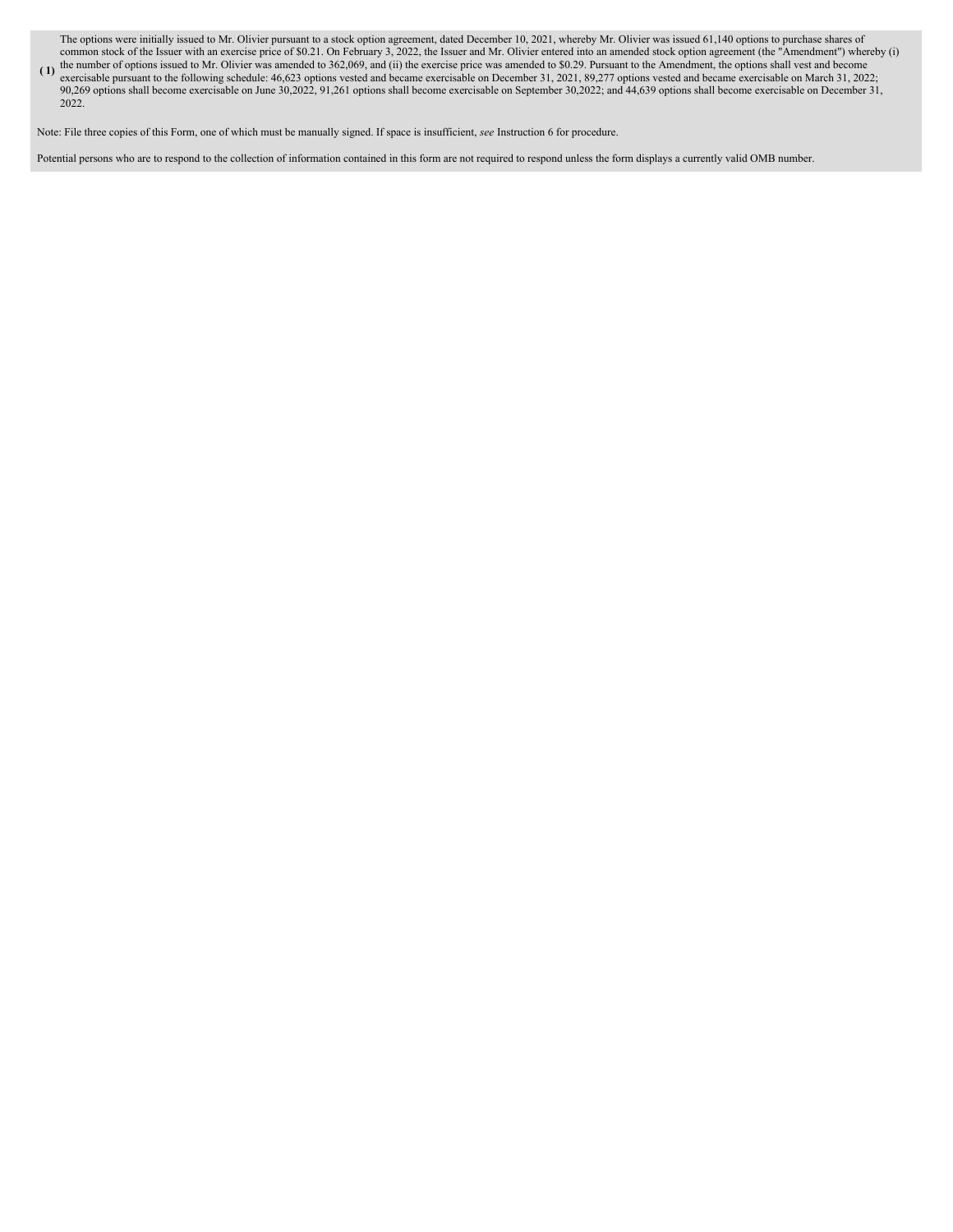(1) The options were initially issued to Mr. Olivier pursuant to a stock option agreement, dated December 10, 2021, whereby Mr. Olivier was issued 61,140 options to purchase shares of common stock of the Issuer with an exercise price of $0.21. On February 3, 2022, the Issuer and Mr. Olivier entered into an amended stock option agreement (the "Amendment") whereby (i) the number of options issued to Mr. Olivier was amended to 362,069, and (ii) the exercise price was amended to $0.29. Pursuant to the Amendment, the options shall vest and become exercisable pursuant to the following schedule: 46,623 options vested and became exercisable on December 31, 2021, 89,277 options vested and became exercisable on March 31, 2022; 90,269 options shall become exercisable on June 30,2022, 91,261 options shall become exercisable on September 30,2022; and 44,639 options shall become exercisable on December 31, 2022.

Note: File three copies of this Form, one of which must be manually signed. If space is insufficient, *see* Instruction 6 for procedure.

Potential persons who are to respond to the collection of information contained in this form are not required to respond unless the form displays a currently valid OMB number.